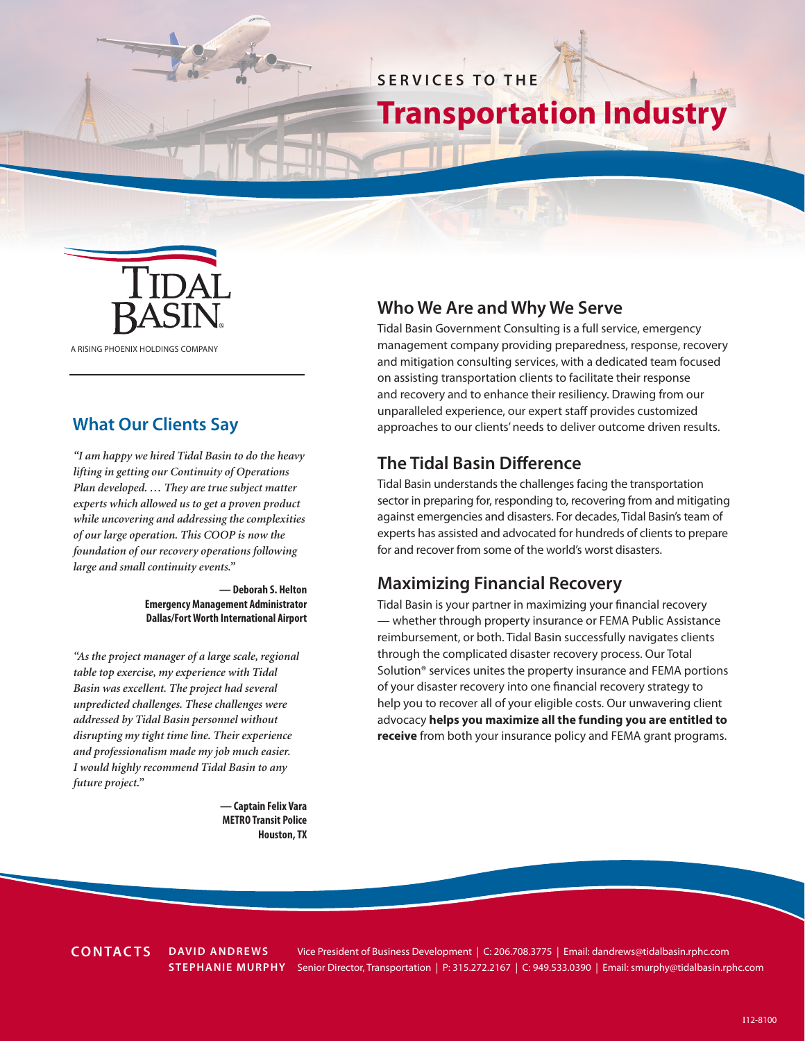# SERVICES TO THE Transportation Industry

TIDAL BASIN

A RISING PHOENIX HOLDINGS COMPANY

## What Our Clients Say

*"I am happy we hired Tidal Basin to do the heavy lifting in getting our Continuity of Operations Plan developed. … They are true subject matter experts which allowed us to get a proven product while uncovering and addressing the complexities of our large operation. This COOP is now the foundation of our recovery operations following large and small continuity events."*

**— Deborah S. Helton**
**Emergency Management Administrator**
**Dallas/Fort Worth International Airport**

*"As the project manager of a large scale, regional table top exercise, my experience with Tidal Basin was excellent. The project had several unpredicted challenges. These challenges were addressed by Tidal Basin personnel without disrupting my tight time line. Their experience and professionalism made my job much easier. I would highly recommend Tidal Basin to any future project."*

**— Captain Felix Vara**
**METRO Transit Police**
**Houston, TX**

## Who We Are and Why We Serve

Tidal Basin Government Consulting is a full service, emergency management company providing preparedness, response, recovery and mitigation consulting services, with a dedicated team focused on assisting transportation clients to facilitate their response and recovery and to enhance their resiliency. Drawing from our unparalleled experience, our expert staff provides customized approaches to our clients' needs to deliver outcome driven results.

## The Tidal Basin Difference

Tidal Basin understands the challenges facing the transportation sector in preparing for, responding to, recovering from and mitigating against emergencies and disasters. For decades, Tidal Basin's team of experts has assisted and advocated for hundreds of clients to prepare for and recover from some of the world's worst disasters.

## Maximizing Financial Recovery

Tidal Basin is your partner in maximizing your financial recovery — whether through property insurance or FEMA Public Assistance reimbursement, or both. Tidal Basin successfully navigates clients through the complicated disaster recovery process. Our Total Solution® services unites the property insurance and FEMA portions of your disaster recovery into one financial recovery strategy to help you to recover all of your eligible costs. Our unwavering client advocacy **helps you maximize all the funding you are entitled to receive** from both your insurance policy and FEMA grant programs.

**CONTACTS**

**DAVID ANDREWS** Vice President of Business Development | C: 206.708.3775 | Email: dandrews@tidalbasin.rphc.com

**STEPHANIE MURPHY** Senior Director, Transportation | P: 315.272.2167 | C: 949.533.0390 | Email: smurphy@tidalbasin.rphc.com

I12-8100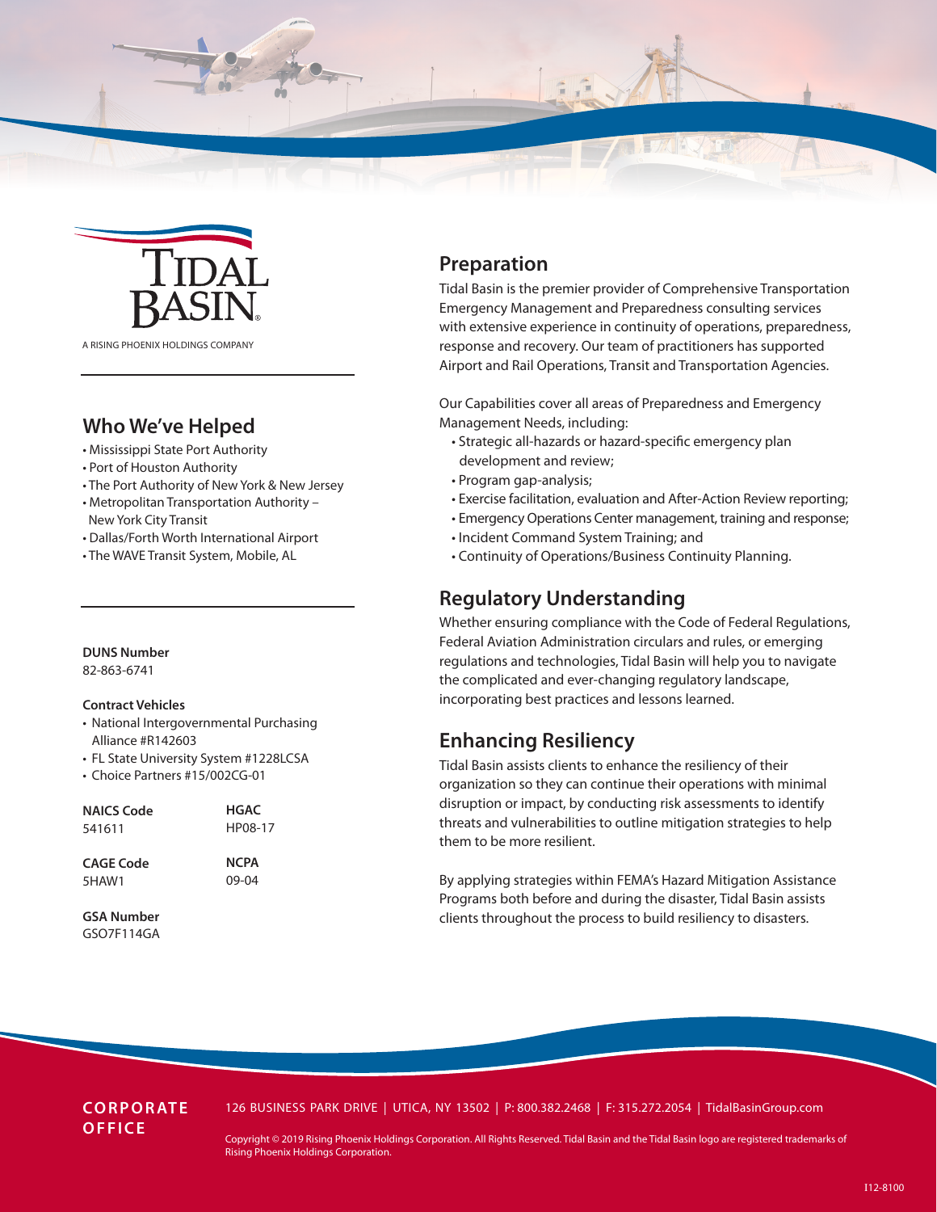TIDAL BASIN

A RISING PHOENIX HOLDINGS COMPANY

## Who We've Helped

- Mississippi State Port Authority
- Port of Houston Authority
- The Port Authority of New York & New Jersey
- Metropolitan Transportation Authority – New York City Transit
- Dallas/Forth Worth International Airport
- The WAVE Transit System, Mobile, AL

**DUNS Number**
82-863-6741

**Contract Vehicles**

- National Intergovernmental Purchasing Alliance #R142603
- FL State University System #1228LCSA
- Choice Partners #15/002CG-01

**NAICS Code**
541611

**HGAC**
HP08-17

**CAGE Code**
5HAW1

**NCPA**
09-04

**GSA Number**
GSO7F114GA

## Preparation

Tidal Basin is the premier provider of Comprehensive Transportation Emergency Management and Preparedness consulting services with extensive experience in continuity of operations, preparedness, response and recovery. Our team of practitioners has supported Airport and Rail Operations, Transit and Transportation Agencies.

Our Capabilities cover all areas of Preparedness and Emergency Management Needs, including:

- Strategic all-hazards or hazard-specific emergency plan development and review;
- Program gap-analysis;
- Exercise facilitation, evaluation and After-Action Review reporting;
- Emergency Operations Center management, training and response;
- Incident Command System Training; and
- Continuity of Operations/Business Continuity Planning.

## Regulatory Understanding

Whether ensuring compliance with the Code of Federal Regulations, Federal Aviation Administration circulars and rules, or emerging regulations and technologies, Tidal Basin will help you to navigate the complicated and ever-changing regulatory landscape, incorporating best practices and lessons learned.

## Enhancing Resiliency

Tidal Basin assists clients to enhance the resiliency of their organization so they can continue their operations with minimal disruption or impact, by conducting risk assessments to identify threats and vulnerabilities to outline mitigation strategies to help them to be more resilient.

By applying strategies within FEMA's Hazard Mitigation Assistance Programs both before and during the disaster, Tidal Basin assists clients throughout the process to build resiliency to disasters.

**CORPORATE OFFICE**

126 BUSINESS PARK DRIVE | UTICA, NY 13502 | P: 800.382.2468 | F: 315.272.2054 | TidalBasinGroup.com

Copyright © 2019 Rising Phoenix Holdings Corporation. All Rights Reserved. Tidal Basin and the Tidal Basin logo are registered trademarks of Rising Phoenix Holdings Corporation.

I12-8100